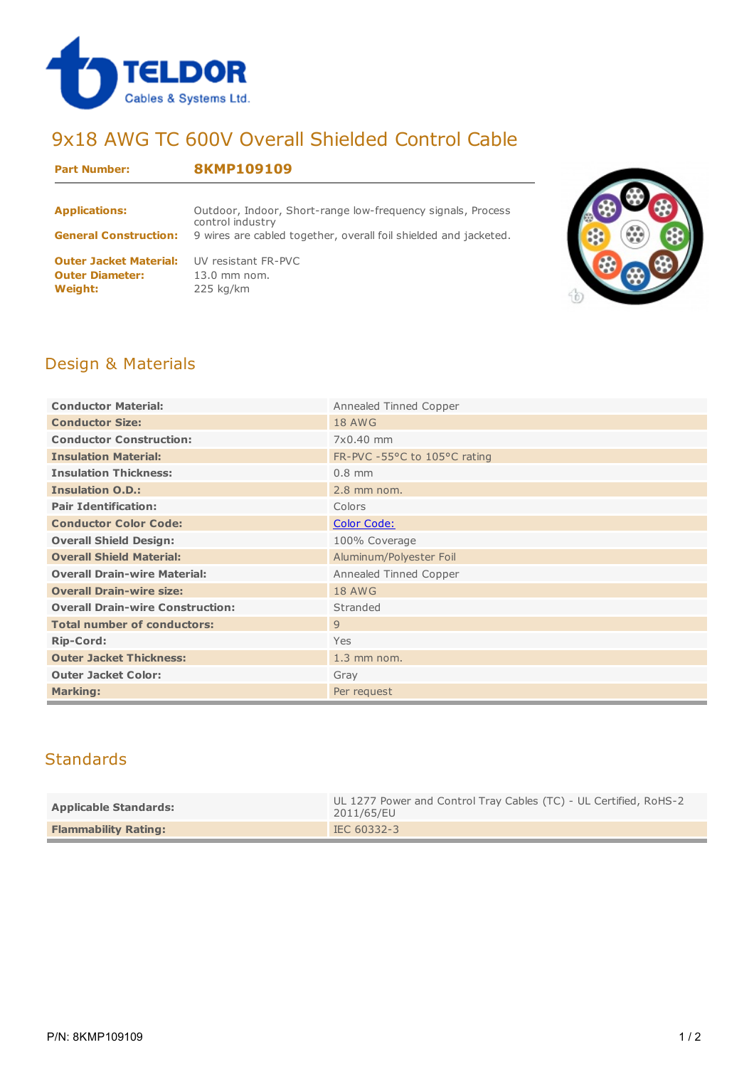TELDOR Cables & Systems Ltd.

# 9x18 AWG TC 600V Overall Shielded Control Cable

**Part Number:** **8KMP109109**

| | |
|---|---|
| **Applications:** | Outdoor, Indoor, Short-range low-frequency signals, Process control industry |
| **General Construction:** | 9 wires are cabled together, overall foil shielded and jacketed. |
| **Outer Jacket Material:** | UV resistant FR-PVC |
| **Outer Diameter:** | 13.0 mm nom. |
| **Weight:** | 225 kg/km |

## Design & Materials

| | |
|---|---|
| **Conductor Material:** | Annealed Tinned Copper |
| **Conductor Size:** | 18 AWG |
| **Conductor Construction:** | 7x0.40 mm |
| **Insulation Material:** | FR-PVC -55°C to 105°C rating |
| **Insulation Thickness:** | 0.8 mm |
| **Insulation O.D.:** | 2.8 mm nom. |
| **Pair Identification:** | Colors |
| **Conductor Color Code:** | Color Code: |
| **Overall Shield Design:** | 100% Coverage |
| **Overall Shield Material:** | Aluminum/Polyester Foil |
| **Overall Drain-wire Material:** | Annealed Tinned Copper |
| **Overall Drain-wire size:** | 18 AWG |
| **Overall Drain-wire Construction:** | Stranded |
| **Total number of conductors:** | 9 |
| **Rip-Cord:** | Yes |
| **Outer Jacket Thickness:** | 1.3 mm nom. |
| **Outer Jacket Color:** | Gray |
| **Marking:** | Per request |

## Standards

| | |
|---|---|
| **Applicable Standards:** | UL 1277 Power and Control Tray Cables (TC) - UL Certified, RoHS-2 2011/65/EU |
| **Flammability Rating:** | IEC 60332-3 |

P/N: 8KMP109109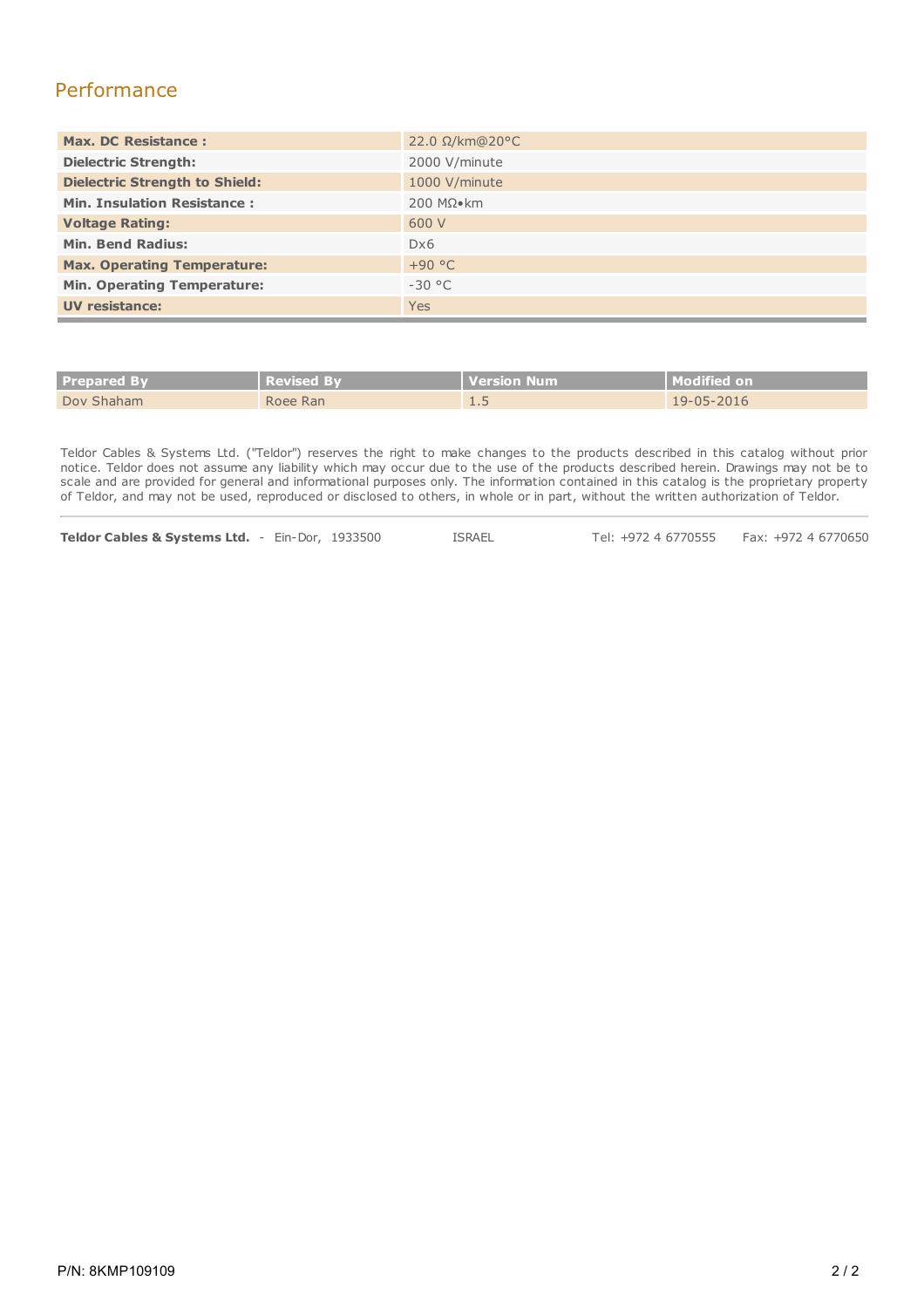## Performance

| | |
|---|---|
| **Max. DC Resistance :** | 22.0 Ω/km@20°C |
| **Dielectric Strength:** | 2000 V/minute |
| **Dielectric Strength to Shield:** | 1000 V/minute |
| **Min. Insulation Resistance :** | 200 MΩ•km |
| **Voltage Rating:** | 600 V |
| **Min. Bend Radius:** | Dx6 |
| **Max. Operating Temperature:** | +90 °C |
| **Min. Operating Temperature:** | -30 °C |
| **UV resistance:** | Yes |

| Prepared By | Revised By | Version Num | Modified on |
|---|---|---|---|
| Dov Shaham | Roee Ran | 1.5 | 19-05-2016 |

Teldor Cables & Systems Ltd. ("Teldor") reserves the right to make changes to the products described in this catalog without prior notice. Teldor does not assume any liability which may occur due to the use of the products described herein. Drawings may not be to scale and are provided for general and informational purposes only. The information contained in this catalog is the proprietary property of Teldor, and may not be used, reproduced or disclosed to others, in whole or in part, without the written authorization of Teldor.

**Teldor Cables & Systems Ltd.** - Ein-Dor, 1933500 ISRAEL Tel: +972 4 6770555 Fax: +972 4 6770650

P/N: 8KMP109109